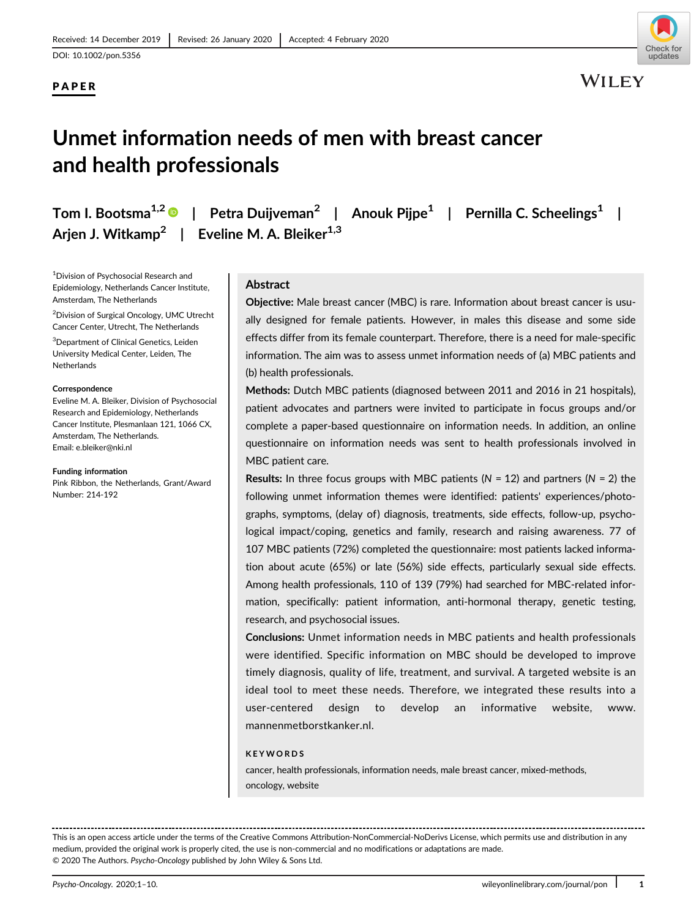Received: 14 December 2019 | Revised: 26 January 2020 | Accepted: 4 February 2020

DOI: 10.1002/pon.5356

**PAPER**

# Unmet information needs of men with breast cancer and health professionals

Tom I. Bootsma[1,2] | Petra Duijveman[2] | Anouk Pijpe[1] | Pernilla C. Scheelings[1] | Arjen J. Witkamp[2] | Eveline M. A. Bleiker[1,3]

[1]Division of Psychosocial Research and Epidemiology, Netherlands Cancer Institute, Amsterdam, The Netherlands

[2]Division of Surgical Oncology, UMC Utrecht Cancer Center, Utrecht, The Netherlands

[3]Department of Clinical Genetics, Leiden University Medical Center, Leiden, The Netherlands

**Correspondence**

Eveline M. A. Bleiker, Division of Psychosocial Research and Epidemiology, Netherlands Cancer Institute, Plesmanlaan 121, 1066 CX, Amsterdam, The Netherlands.
Email: e.bleiker@nki.nl

**Funding information**

Pink Ribbon, the Netherlands, Grant/Award Number: 214-192

## Abstract

**Objective:** Male breast cancer (MBC) is rare. Information about breast cancer is usually designed for female patients. However, in males this disease and some side effects differ from its female counterpart. Therefore, there is a need for male-specific information. The aim was to assess unmet information needs of (a) MBC patients and (b) health professionals.

**Methods:** Dutch MBC patients (diagnosed between 2011 and 2016 in 21 hospitals), patient advocates and partners were invited to participate in focus groups and/or complete a paper-based questionnaire on information needs. In addition, an online questionnaire on information needs was sent to health professionals involved in MBC patient care.

**Results:** In three focus groups with MBC patients ($N$ = 12) and partners ($N$ = 2) the following unmet information themes were identified: patients' experiences/photographs, symptoms, (delay of) diagnosis, treatments, side effects, follow-up, psychological impact/coping, genetics and family, research and raising awareness. 77 of 107 MBC patients (72%) completed the questionnaire: most patients lacked information about acute (65%) or late (56%) side effects, particularly sexual side effects. Among health professionals, 110 of 139 (79%) had searched for MBC-related information, specifically: patient information, anti-hormonal therapy, genetic testing, research, and psychosocial issues.

**Conclusions:** Unmet information needs in MBC patients and health professionals were identified. Specific information on MBC should be developed to improve timely diagnosis, quality of life, treatment, and survival. A targeted website is an ideal tool to meet these needs. Therefore, we integrated these results into a user-centered design to develop an informative website, www.mannenmetborstkanker.nl.

**KEYWORDS**

cancer, health professionals, information needs, male breast cancer, mixed-methods, oncology, website

---

This is an open access article under the terms of the Creative Commons Attribution-NonCommercial-NoDerivs License, which permits use and distribution in any medium, provided the original work is properly cited, the use is non-commercial and no modifications or adaptations are made.
© 2020 The Authors. *Psycho-Oncology* published by John Wiley & Sons Ltd.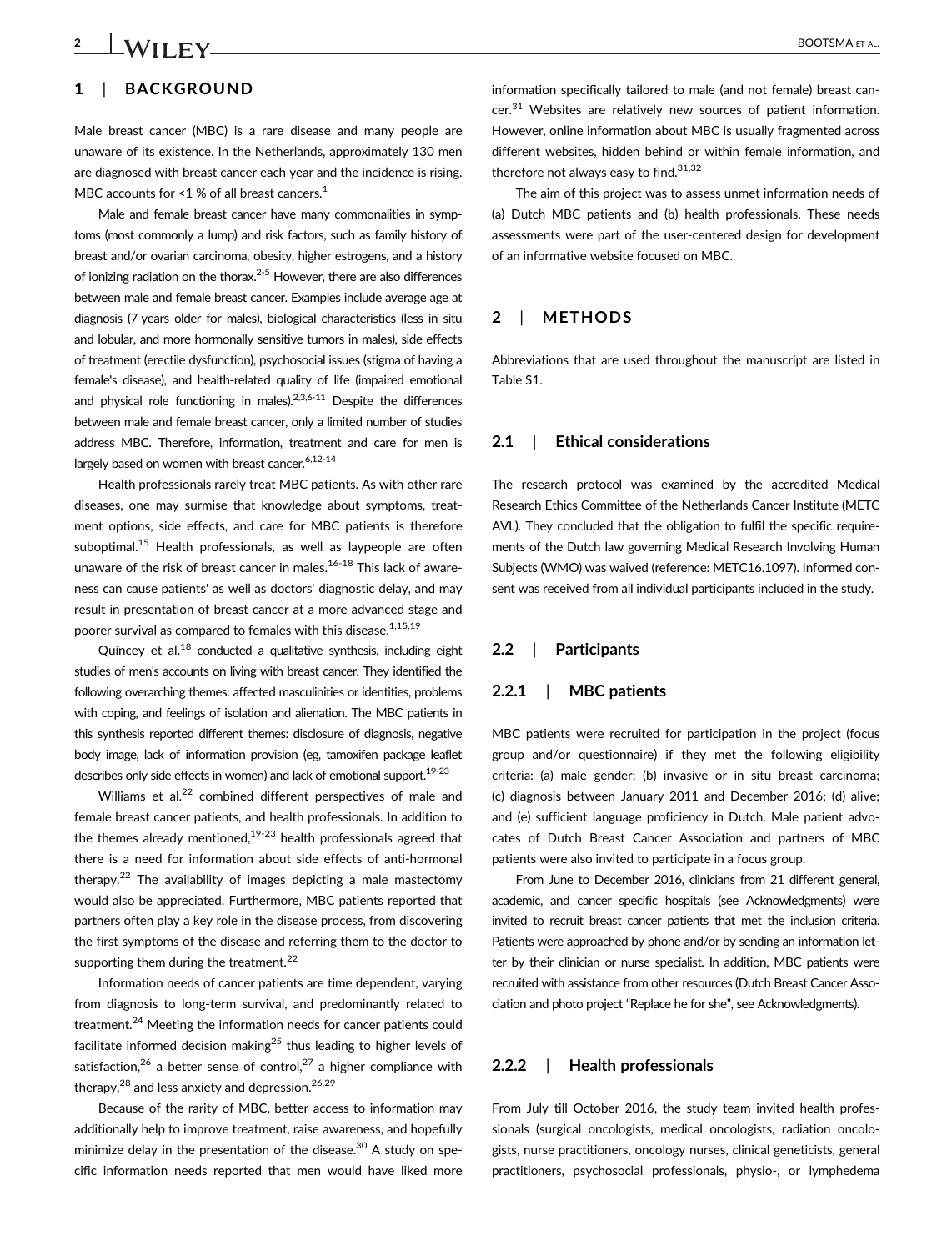## 1 | BACKGROUND

Male breast cancer (MBC) is a rare disease and many people are unaware of its existence. In the Netherlands, approximately 130 men are diagnosed with breast cancer each year and the incidence is rising. MBC accounts for <1 % of all breast cancers.[1]

Male and female breast cancer have many commonalities in symptoms (most commonly a lump) and risk factors, such as family history of breast and/or ovarian carcinoma, obesity, higher estrogens, and a history of ionizing radiation on the thorax.[2-5] However, there are also differences between male and female breast cancer. Examples include average age at diagnosis (7 years older for males), biological characteristics (less in situ and lobular, and more hormonally sensitive tumors in males), side effects of treatment (erectile dysfunction), psychosocial issues (stigma of having a female's disease), and health-related quality of life (impaired emotional and physical role functioning in males).[2,3,6-11] Despite the differences between male and female breast cancer, only a limited number of studies address MBC. Therefore, information, treatment and care for men is largely based on women with breast cancer.[6,12-14]

Health professionals rarely treat MBC patients. As with other rare diseases, one may surmise that knowledge about symptoms, treatment options, side effects, and care for MBC patients is therefore suboptimal.[15] Health professionals, as well as laypeople are often unaware of the risk of breast cancer in males.[16-18] This lack of awareness can cause patients' as well as doctors' diagnostic delay, and may result in presentation of breast cancer at a more advanced stage and poorer survival as compared to females with this disease.[1,15,19]

Quincey et al.[18] conducted a qualitative synthesis, including eight studies of men's accounts on living with breast cancer. They identified the following overarching themes: affected masculinities or identities, problems with coping, and feelings of isolation and alienation. The MBC patients in this synthesis reported different themes: disclosure of diagnosis, negative body image, lack of information provision (eg, tamoxifen package leaflet describes only side effects in women) and lack of emotional support.[19-23]

Williams et al.[22] combined different perspectives of male and female breast cancer patients, and health professionals. In addition to the themes already mentioned,[19-23] health professionals agreed that there is a need for information about side effects of anti-hormonal therapy.[22] The availability of images depicting a male mastectomy would also be appreciated. Furthermore, MBC patients reported that partners often play a key role in the disease process, from discovering the first symptoms of the disease and referring them to the doctor to supporting them during the treatment.[22]

Information needs of cancer patients are time dependent, varying from diagnosis to long-term survival, and predominantly related to treatment.[24] Meeting the information needs for cancer patients could facilitate informed decision making[25] thus leading to higher levels of satisfaction,[26] a better sense of control,[27] a higher compliance with therapy,[28] and less anxiety and depression.[26,29]

Because of the rarity of MBC, better access to information may additionally help to improve treatment, raise awareness, and hopefully minimize delay in the presentation of the disease.[30] A study on specific information needs reported that men would have liked more information specifically tailored to male (and not female) breast cancer.[31] Websites are relatively new sources of patient information. However, online information about MBC is usually fragmented across different websites, hidden behind or within female information, and therefore not always easy to find.[31,32]

The aim of this project was to assess unmet information needs of (a) Dutch MBC patients and (b) health professionals. These needs assessments were part of the user-centered design for development of an informative website focused on MBC.

## 2 | METHODS

Abbreviations that are used throughout the manuscript are listed in Table S1.

### 2.1 | Ethical considerations

The research protocol was examined by the accredited Medical Research Ethics Committee of the Netherlands Cancer Institute (METC AVL). They concluded that the obligation to fulfil the specific requirements of the Dutch law governing Medical Research Involving Human Subjects (WMO) was waived (reference: METC16.1097). Informed consent was received from all individual participants included in the study.

### 2.2 | Participants

#### 2.2.1 | MBC patients

MBC patients were recruited for participation in the project (focus group and/or questionnaire) if they met the following eligibility criteria: (a) male gender; (b) invasive or in situ breast carcinoma; (c) diagnosis between January 2011 and December 2016; (d) alive; and (e) sufficient language proficiency in Dutch. Male patient advocates of Dutch Breast Cancer Association and partners of MBC patients were also invited to participate in a focus group.

From June to December 2016, clinicians from 21 different general, academic, and cancer specific hospitals (see Acknowledgments) were invited to recruit breast cancer patients that met the inclusion criteria. Patients were approached by phone and/or by sending an information letter by their clinician or nurse specialist. In addition, MBC patients were recruited with assistance from other resources (Dutch Breast Cancer Association and photo project "Replace he for she", see Acknowledgments).

#### 2.2.2 | Health professionals

From July till October 2016, the study team invited health professionals (surgical oncologists, medical oncologists, radiation oncologists, nurse practitioners, oncology nurses, clinical geneticists, general practitioners, psychosocial professionals, physio-, or lymphedema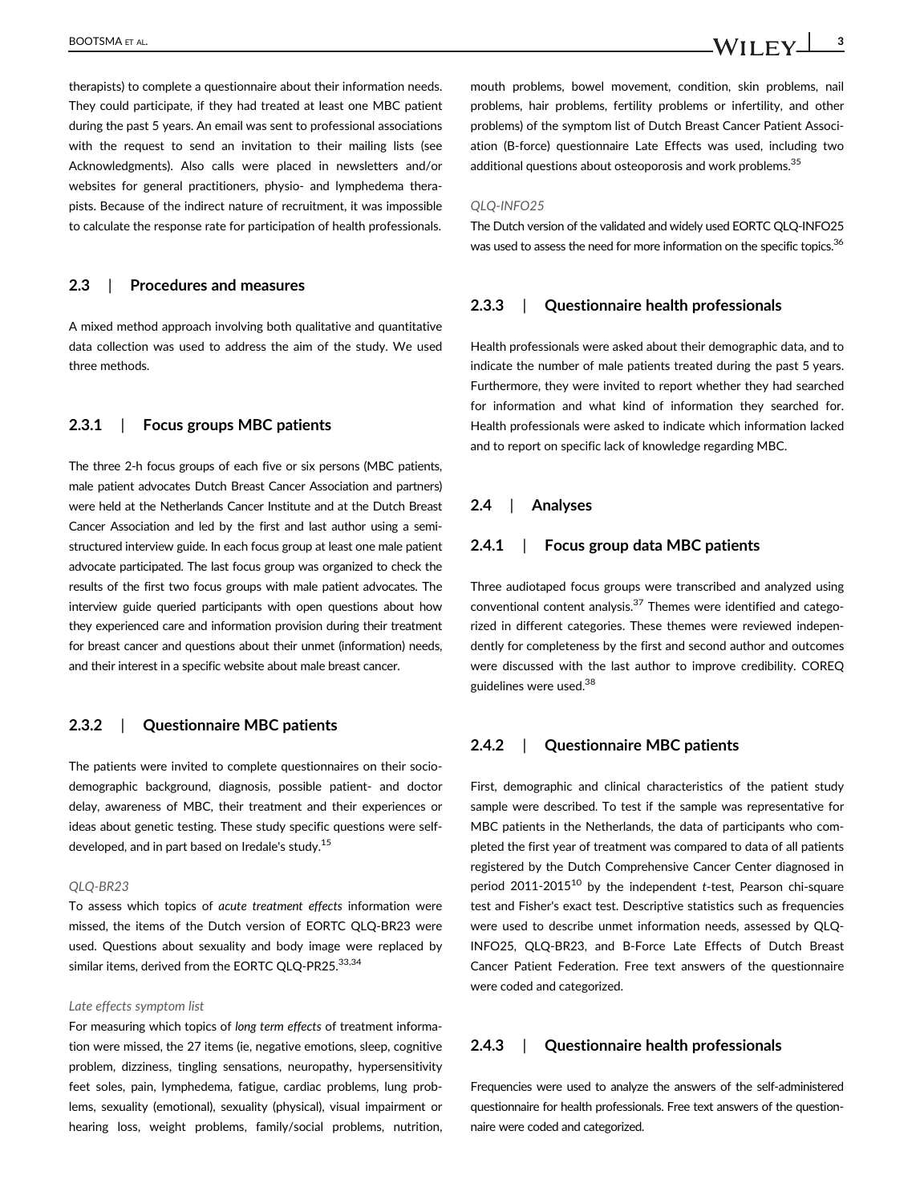therapists) to complete a questionnaire about their information needs. They could participate, if they had treated at least one MBC patient during the past 5 years. An email was sent to professional associations with the request to send an invitation to their mailing lists (see Acknowledgments). Also calls were placed in newsletters and/or websites for general practitioners, physio- and lymphedema therapists. Because of the indirect nature of recruitment, it was impossible to calculate the response rate for participation of health professionals.

## 2.3 | Procedures and measures

A mixed method approach involving both qualitative and quantitative data collection was used to address the aim of the study. We used three methods.

### 2.3.1 | Focus groups MBC patients

The three 2-h focus groups of each five or six persons (MBC patients, male patient advocates Dutch Breast Cancer Association and partners) were held at the Netherlands Cancer Institute and at the Dutch Breast Cancer Association and led by the first and last author using a semi-structured interview guide. In each focus group at least one male patient advocate participated. The last focus group was organized to check the results of the first two focus groups with male patient advocates. The interview guide queried participants with open questions about how they experienced care and information provision during their treatment for breast cancer and questions about their unmet (information) needs, and their interest in a specific website about male breast cancer.

### 2.3.2 | Questionnaire MBC patients

The patients were invited to complete questionnaires on their socio-demographic background, diagnosis, possible patient- and doctor delay, awareness of MBC, their treatment and their experiences or ideas about genetic testing. These study specific questions were self-developed, and in part based on Iredale's study.[15]

*QLQ-BR23*

To assess which topics of *acute treatment effects* information were missed, the items of the Dutch version of EORTC QLQ-BR23 were used. Questions about sexuality and body image were replaced by similar items, derived from the EORTC QLQ-PR25.[33,34]

*Late effects symptom list*

For measuring which topics of *long term effects* of treatment information were missed, the 27 items (ie, negative emotions, sleep, cognitive problem, dizziness, tingling sensations, neuropathy, hypersensitivity feet soles, pain, lymphedema, fatigue, cardiac problems, lung problems, sexuality (emotional), sexuality (physical), visual impairment or hearing loss, weight problems, family/social problems, nutrition, mouth problems, bowel movement, condition, skin problems, nail problems, hair problems, fertility problems or infertility, and other problems) of the symptom list of Dutch Breast Cancer Patient Association (B-force) questionnaire Late Effects was used, including two additional questions about osteoporosis and work problems.[35]

*QLQ-INFO25*

The Dutch version of the validated and widely used EORTC QLQ-INFO25 was used to assess the need for more information on the specific topics.[36]

### 2.3.3 | Questionnaire health professionals

Health professionals were asked about their demographic data, and to indicate the number of male patients treated during the past 5 years. Furthermore, they were invited to report whether they had searched for information and what kind of information they searched for. Health professionals were asked to indicate which information lacked and to report on specific lack of knowledge regarding MBC.

## 2.4 | Analyses

### 2.4.1 | Focus group data MBC patients

Three audiotaped focus groups were transcribed and analyzed using conventional content analysis.[37] Themes were identified and categorized in different categories. These themes were reviewed independently for completeness by the first and second author and outcomes were discussed with the last author to improve credibility. COREQ guidelines were used.[38]

### 2.4.2 | Questionnaire MBC patients

First, demographic and clinical characteristics of the patient study sample were described. To test if the sample was representative for MBC patients in the Netherlands, the data of participants who completed the first year of treatment was compared to data of all patients registered by the Dutch Comprehensive Cancer Center diagnosed in period 2011-2015[10] by the independent *t*-test, Pearson chi-square test and Fisher's exact test. Descriptive statistics such as frequencies were used to describe unmet information needs, assessed by QLQ-INFO25, QLQ-BR23, and B-Force Late Effects of Dutch Breast Cancer Patient Federation. Free text answers of the questionnaire were coded and categorized.

### 2.4.3 | Questionnaire health professionals

Frequencies were used to analyze the answers of the self-administered questionnaire for health professionals. Free text answers of the questionnaire were coded and categorized.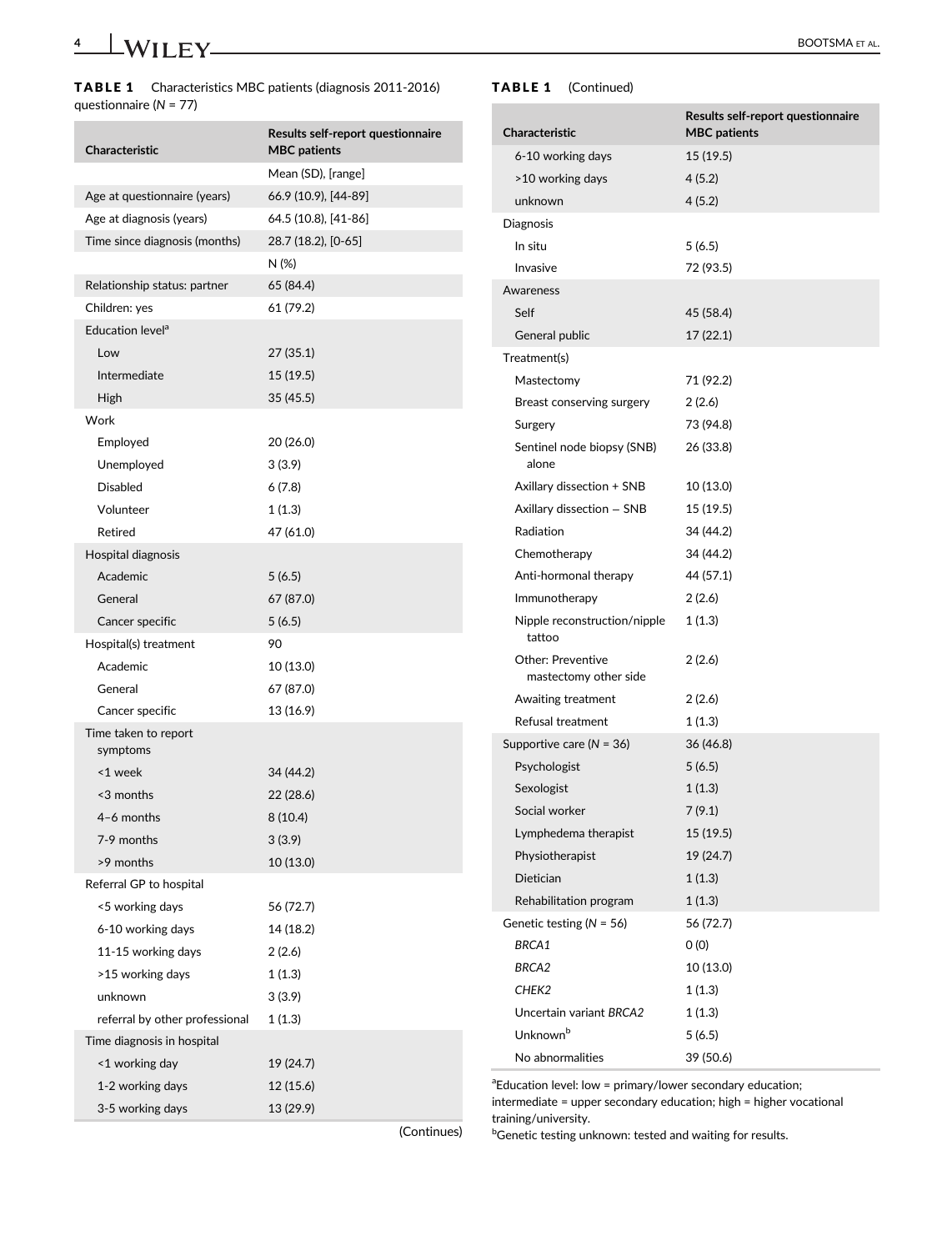**TABLE 1** Characteristics MBC patients (diagnosis 2011-2016) questionnaire (*N* = 77)

| Characteristic | Results self-report questionnaire MBC patients |
| --- | --- |
| | Mean (SD), [range] |
| Age at questionnaire (years) | 66.9 (10.9), [44-89] |
| Age at diagnosis (years) | 64.5 (10.8), [41-86] |
| Time since diagnosis (months) | 28.7 (18.2), [0-65] |
| | N (%) |
| Relationship status: partner | 65 (84.4) |
| Children: yes | 61 (79.2) |
| Education level[a] | |
| Low | 27 (35.1) |
| Intermediate | 15 (19.5) |
| High | 35 (45.5) |
| Work | |
| Employed | 20 (26.0) |
| Unemployed | 3 (3.9) |
| Disabled | 6 (7.8) |
| Volunteer | 1 (1.3) |
| Retired | 47 (61.0) |
| Hospital diagnosis | |
| Academic | 5 (6.5) |
| General | 67 (87.0) |
| Cancer specific | 5 (6.5) |
| Hospital(s) treatment | 90 |
| Academic | 10 (13.0) |
| General | 67 (87.0) |
| Cancer specific | 13 (16.9) |
| Time taken to report symptoms | |
| <1 week | 34 (44.2) |
| <3 months | 22 (28.6) |
| 4–6 months | 8 (10.4) |
| 7-9 months | 3 (3.9) |
| >9 months | 10 (13.0) |
| Referral GP to hospital | |
| <5 working days | 56 (72.7) |
| 6-10 working days | 14 (18.2) |
| 11-15 working days | 2 (2.6) |
| >15 working days | 1 (1.3) |
| unknown | 3 (3.9) |
| referral by other professional | 1 (1.3) |
| Time diagnosis in hospital | |
| <1 working day | 19 (24.7) |
| 1-2 working days | 12 (15.6) |
| 3-5 working days | 13 (29.9) |
| 6-10 working days | 15 (19.5) |
| >10 working days | 4 (5.2) |
| unknown | 4 (5.2) |
| Diagnosis | |
| In situ | 5 (6.5) |
| Invasive | 72 (93.5) |
| Awareness | |
| Self | 45 (58.4) |
| General public | 17 (22.1) |
| Treatment(s) | |
| Mastectomy | 71 (92.2) |
| Breast conserving surgery | 2 (2.6) |
| Surgery | 73 (94.8) |
| Sentinel node biopsy (SNB) alone | 26 (33.8) |
| Axillary dissection + SNB | 10 (13.0) |
| Axillary dissection − SNB | 15 (19.5) |
| Radiation | 34 (44.2) |
| Chemotherapy | 34 (44.2) |
| Anti-hormonal therapy | 44 (57.1) |
| Immunotherapy | 2 (2.6) |
| Nipple reconstruction/nipple tattoo | 1 (1.3) |
| Other: Preventive mastectomy other side | 2 (2.6) |
| Awaiting treatment | 2 (2.6) |
| Refusal treatment | 1 (1.3) |
| Supportive care (*N* = 36) | 36 (46.8) |
| Psychologist | 5 (6.5) |
| Sexologist | 1 (1.3) |
| Social worker | 7 (9.1) |
| Lymphedema therapist | 15 (19.5) |
| Physiotherapist | 19 (24.7) |
| Dietician | 1 (1.3) |
| Rehabilitation program | 1 (1.3) |
| Genetic testing (*N* = 56) | 56 (72.7) |
| *BRCA1* | 0 (0) |
| *BRCA2* | 10 (13.0) |
| *CHEK2* | 1 (1.3) |
| Uncertain variant *BRCA2* | 1 (1.3) |
| Unknown[b] | 5 (6.5) |
| No abnormalities | 39 (50.6) |

[a]Education level: low = primary/lower secondary education; intermediate = upper secondary education; high = higher vocational training/university.

[b]Genetic testing unknown: tested and waiting for results.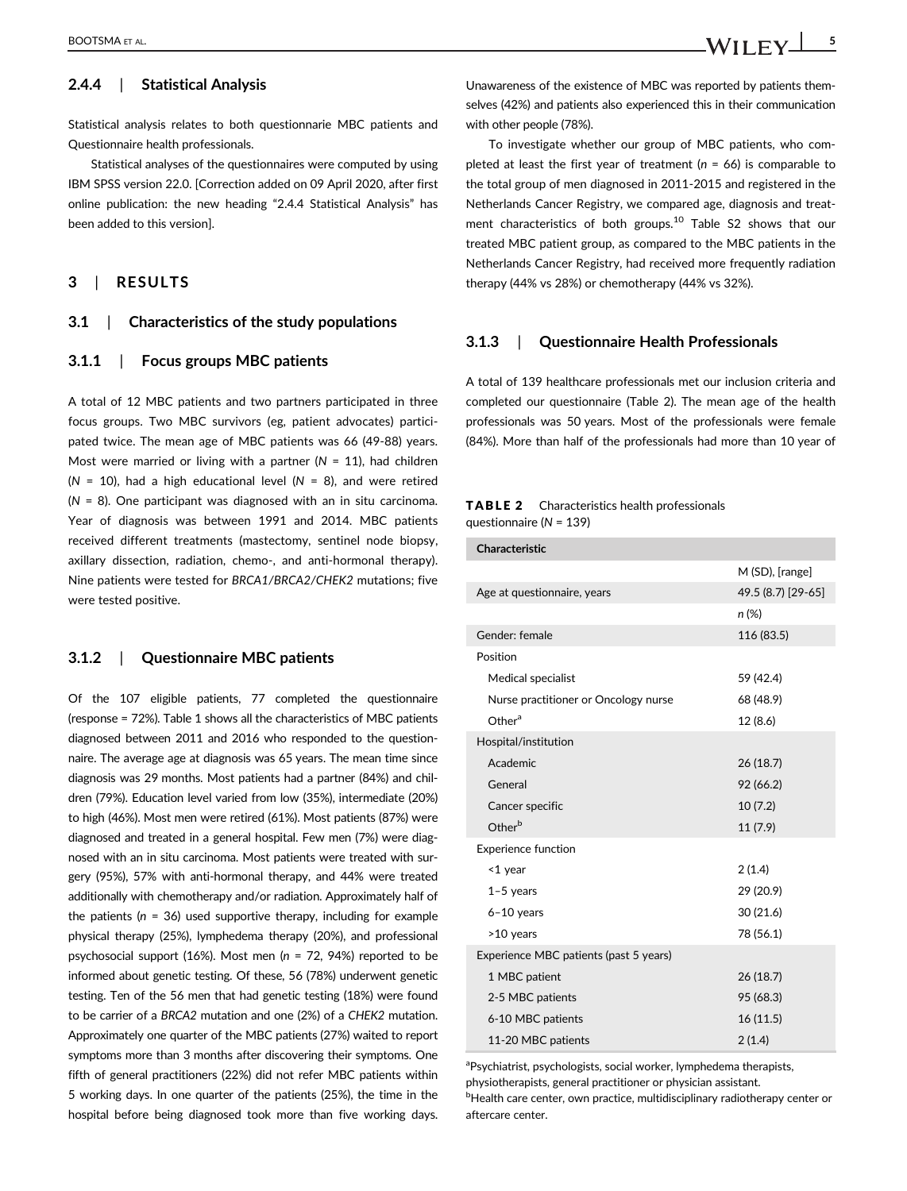### 2.4.4 | Statistical Analysis

Statistical analysis relates to both questionnarie MBC patients and Questionnaire health professionals.

Statistical analyses of the questionnaires were computed by using IBM SPSS version 22.0. [Correction added on 09 April 2020, after first online publication: the new heading "2.4.4 Statistical Analysis" has been added to this version].

# 3 | RESULTS

## 3.1 | Characteristics of the study populations

### 3.1.1 | Focus groups MBC patients

A total of 12 MBC patients and two partners participated in three focus groups. Two MBC survivors (eg, patient advocates) participated twice. The mean age of MBC patients was 66 (49-88) years. Most were married or living with a partner ($N$ = 11), had children ($N$ = 10), had a high educational level ($N$ = 8), and were retired ($N$ = 8). One participant was diagnosed with an in situ carcinoma. Year of diagnosis was between 1991 and 2014. MBC patients received different treatments (mastectomy, sentinel node biopsy, axillary dissection, radiation, chemo-, and anti-hormonal therapy). Nine patients were tested for *BRCA1/BRCA2/CHEK2* mutations; five were tested positive.

### 3.1.2 | Questionnaire MBC patients

Of the 107 eligible patients, 77 completed the questionnaire (response = 72%). Table 1 shows all the characteristics of MBC patients diagnosed between 2011 and 2016 who responded to the questionnaire. The average age at diagnosis was 65 years. The mean time since diagnosis was 29 months. Most patients had a partner (84%) and children (79%). Education level varied from low (35%), intermediate (20%) to high (46%). Most men were retired (61%). Most patients (87%) were diagnosed and treated in a general hospital. Few men (7%) were diagnosed with an in situ carcinoma. Most patients were treated with surgery (95%), 57% with anti-hormonal therapy, and 44% were treated additionally with chemotherapy and/or radiation. Approximately half of the patients ($n$ = 36) used supportive therapy, including for example physical therapy (25%), lymphedema therapy (20%), and professional psychosocial support (16%). Most men ($n$ = 72, 94%) reported to be informed about genetic testing. Of these, 56 (78%) underwent genetic testing. Ten of the 56 men that had genetic testing (18%) were found to be carrier of a *BRCA2* mutation and one (2%) of a *CHEK2* mutation. Approximately one quarter of the MBC patients (27%) waited to report symptoms more than 3 months after discovering their symptoms. One fifth of general practitioners (22%) did not refer MBC patients within 5 working days. In one quarter of the patients (25%), the time in the hospital before being diagnosed took more than five working days. Unawareness of the existence of MBC was reported by patients themselves (42%) and patients also experienced this in their communication with other people (78%).

To investigate whether our group of MBC patients, who completed at least the first year of treatment ($n$ = 66) is comparable to the total group of men diagnosed in 2011-2015 and registered in the Netherlands Cancer Registry, we compared age, diagnosis and treatment characteristics of both groups.[10] Table S2 shows that our treated MBC patient group, as compared to the MBC patients in the Netherlands Cancer Registry, had received more frequently radiation therapy (44% vs 28%) or chemotherapy (44% vs 32%).

### 3.1.3 | Questionnaire Health Professionals

A total of 139 healthcare professionals met our inclusion criteria and completed our questionnaire (Table 2). The mean age of the health professionals was 50 years. Most of the professionals were female (84%). More than half of the professionals had more than 10 year of

**TABLE 2** Characteristics health professionals questionnaire ($N$ = 139)

| Characteristic | |
|---|---|
| | M (SD), [range] |
| Age at questionnaire, years | 49.5 (8.7) [29-65] |
| | $n$ (%) |
| Gender: female | 116 (83.5) |
| Position | |
| Medical specialist | 59 (42.4) |
| Nurse practitioner or Oncology nurse | 68 (48.9) |
| Other[a] | 12 (8.6) |
| Hospital/institution | |
| Academic | 26 (18.7) |
| General | 92 (66.2) |
| Cancer specific | 10 (7.2) |
| Other[b] | 11 (7.9) |
| Experience function | |
| <1 year | 2 (1.4) |
| 1–5 years | 29 (20.9) |
| 6–10 years | 30 (21.6) |
| >10 years | 78 (56.1) |
| Experience MBC patients (past 5 years) | |
| 1 MBC patient | 26 (18.7) |
| 2-5 MBC patients | 95 (68.3) |
| 6-10 MBC patients | 16 (11.5) |
| 11-20 MBC patients | 2 (1.4) |

[a]Psychiatrist, psychologists, social worker, lymphedema therapists, physiotherapists, general practitioner or physician assistant.
[b]Health care center, own practice, multidisciplinary radiotherapy center or aftercare center.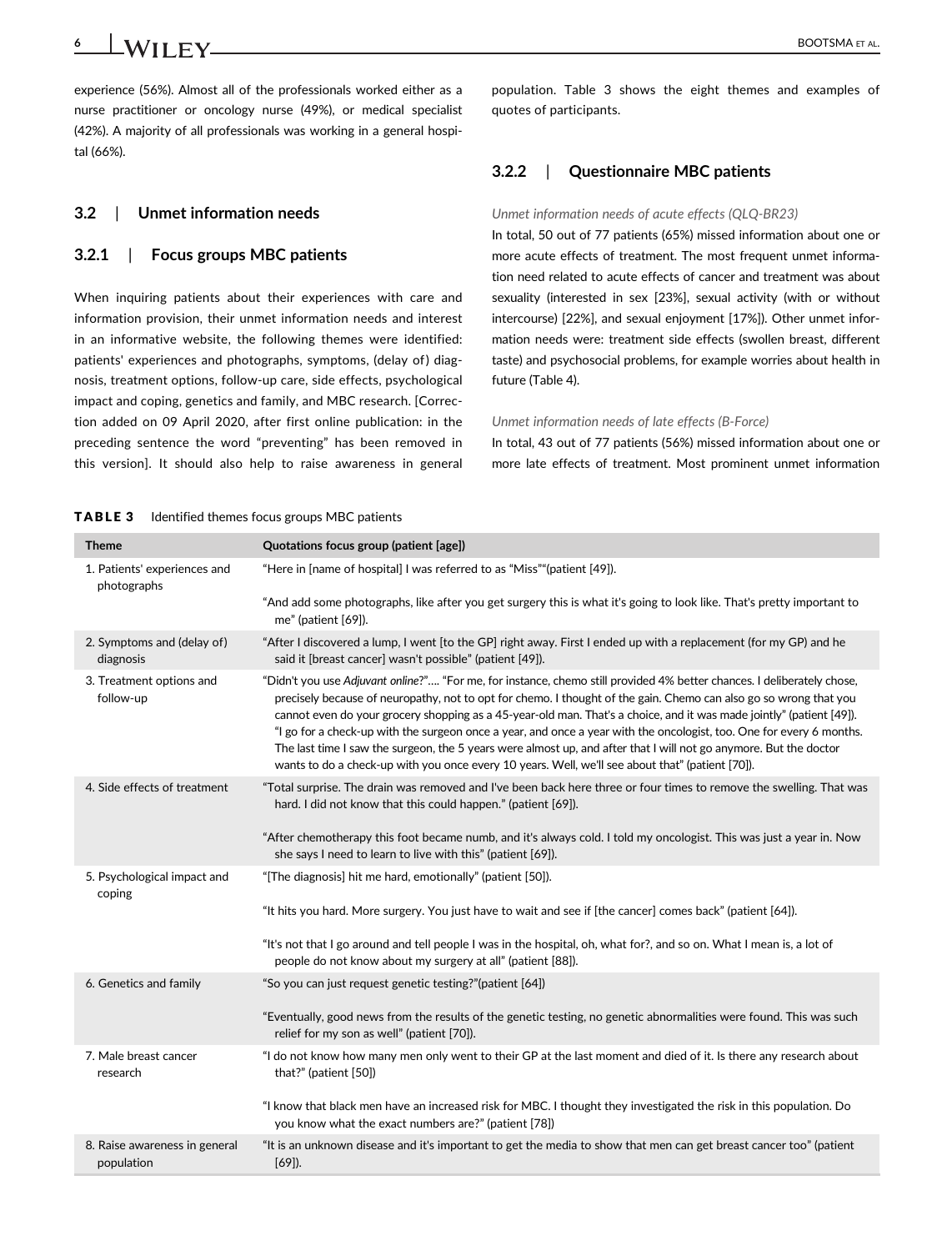experience (56%). Almost all of the professionals worked either as a nurse practitioner or oncology nurse (49%), or medical specialist (42%). A majority of all professionals was working in a general hospital (66%).

## 3.2 | Unmet information needs

### 3.2.1 | Focus groups MBC patients

When inquiring patients about their experiences with care and information provision, their unmet information needs and interest in an informative website, the following themes were identified: patients' experiences and photographs, symptoms, (delay of) diagnosis, treatment options, follow-up care, side effects, psychological impact and coping, genetics and family, and MBC research. [Correction added on 09 April 2020, after first online publication: in the preceding sentence the word "preventing" has been removed in this version]. It should also help to raise awareness in general population. Table 3 shows the eight themes and examples of quotes of participants.

### 3.2.2 | Questionnaire MBC patients

*Unmet information needs of acute effects (QLQ-BR23)*

In total, 50 out of 77 patients (65%) missed information about one or more acute effects of treatment. The most frequent unmet information need related to acute effects of cancer and treatment was about sexuality (interested in sex [23%], sexual activity (with or without intercourse) [22%], and sexual enjoyment [17%]). Other unmet information needs were: treatment side effects (swollen breast, different taste) and psychosocial problems, for example worries about health in future (Table 4).

*Unmet information needs of late effects (B-Force)*

In total, 43 out of 77 patients (56%) missed information about one or more late effects of treatment. Most prominent unmet information

**TABLE 3** Identified themes focus groups MBC patients

| Theme | Quotations focus group (patient [age]) |
|---|---|
| 1. Patients' experiences and photographs | "Here in [name of hospital] I was referred to as "Miss""(patient [49]). |
| | "And add some photographs, like after you get surgery this is what it's going to look like. That's pretty important to me" (patient [69]). |
| 2. Symptoms and (delay of) diagnosis | "After I discovered a lump, I went [to the GP] right away. First I ended up with a replacement (for my GP) and he said it [breast cancer] wasn't possible" (patient [49]). |
| 3. Treatment options and follow-up | "Didn't you use *Adjuvant online*?"…. "For me, for instance, chemo still provided 4% better chances. I deliberately chose, precisely because of neuropathy, not to opt for chemo. I thought of the gain. Chemo can also go so wrong that you cannot even do your grocery shopping as a 45-year-old man. That's a choice, and it was made jointly" (patient [49]). "I go for a check-up with the surgeon once a year, and once a year with the oncologist, too. One for every 6 months. The last time I saw the surgeon, the 5 years were almost up, and after that I will not go anymore. But the doctor wants to do a check-up with you once every 10 years. Well, we'll see about that" (patient [70]). |
| 4. Side effects of treatment | "Total surprise. The drain was removed and I've been back here three or four times to remove the swelling. That was hard. I did not know that this could happen." (patient [69]). |
| | "After chemotherapy this foot became numb, and it's always cold. I told my oncologist. This was just a year in. Now she says I need to learn to live with this" (patient [69]). |
| 5. Psychological impact and coping | "[The diagnosis] hit me hard, emotionally" (patient [50]). |
| | "It hits you hard. More surgery. You just have to wait and see if [the cancer] comes back" (patient [64]). |
| | "It's not that I go around and tell people I was in the hospital, oh, what for?, and so on. What I mean is, a lot of people do not know about my surgery at all" (patient [88]). |
| 6. Genetics and family | "So you can just request genetic testing?"(patient [64]) |
| | "Eventually, good news from the results of the genetic testing, no genetic abnormalities were found. This was such relief for my son as well" (patient [70]). |
| 7. Male breast cancer research | "I do not know how many men only went to their GP at the last moment and died of it. Is there any research about that?" (patient [50]) |
| | "I know that black men have an increased risk for MBC. I thought they investigated the risk in this population. Do you know what the exact numbers are?" (patient [78]) |
| 8. Raise awareness in general population | "It is an unknown disease and it's important to get the media to show that men can get breast cancer too" (patient [69]). |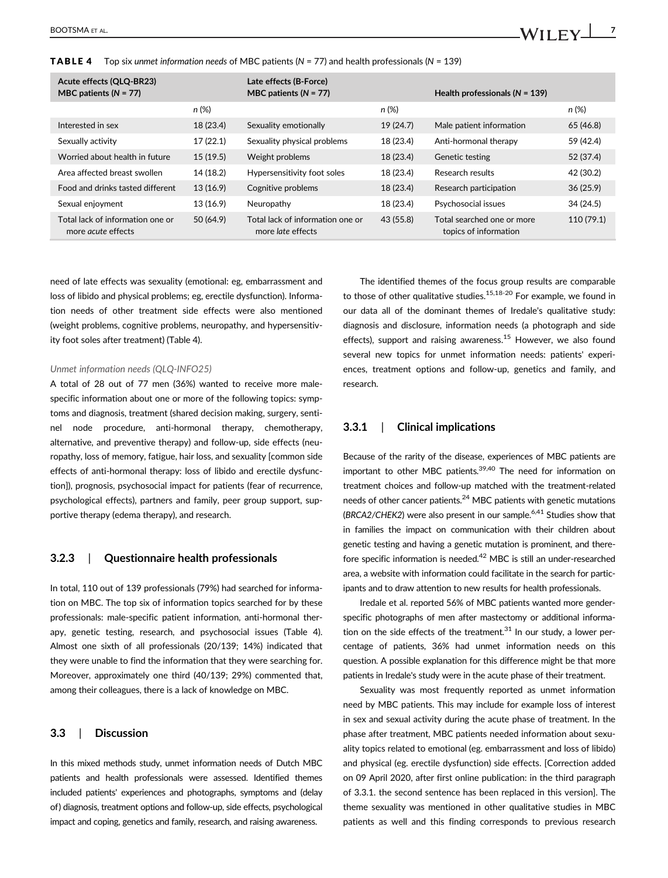**TABLE 4** Top six *unmet information needs* of MBC patients (*N* = 77) and health professionals (*N* = 139)

| Acute effects (QLQ-BR23) MBC patients (*N* = 77) | | Late effects (B-Force) MBC patients (*N* = 77) | | Health professionals (*N* = 139) | |
|---|---|---|---|---|---|
| | *n* (%) | | *n* (%) | | *n* (%) |
| Interested in sex | 18 (23.4) | Sexuality emotionally | 19 (24.7) | Male patient information | 65 (46.8) |
| Sexually activity | 17 (22.1) | Sexuality physical problems | 18 (23.4) | Anti-hormonal therapy | 59 (42.4) |
| Worried about health in future | 15 (19.5) | Weight problems | 18 (23.4) | Genetic testing | 52 (37.4) |
| Area affected breast swollen | 14 (18.2) | Hypersensitivity foot soles | 18 (23.4) | Research results | 42 (30.2) |
| Food and drinks tasted different | 13 (16.9) | Cognitive problems | 18 (23.4) | Research participation | 36 (25.9) |
| Sexual enjoyment | 13 (16.9) | Neuropathy | 18 (23.4) | Psychosocial issues | 34 (24.5) |
| Total lack of information one or more *acute* effects | 50 (64.9) | Total lack of information one or more *late* effects | 43 (55.8) | Total searched one or more topics of information | 110 (79.1) |

need of late effects was sexuality (emotional: eg, embarrassment and loss of libido and physical problems; eg, erectile dysfunction). Information needs of other treatment side effects were also mentioned (weight problems, cognitive problems, neuropathy, and hypersensitivity foot soles after treatment) (Table 4).

*Unmet information needs (QLQ-INFO25)*

A total of 28 out of 77 men (36%) wanted to receive more male-specific information about one or more of the following topics: symptoms and diagnosis, treatment (shared decision making, surgery, sentinel node procedure, anti-hormonal therapy, chemotherapy, alternative, and preventive therapy) and follow-up, side effects (neuropathy, loss of memory, fatigue, hair loss, and sexuality [common side effects of anti-hormonal therapy: loss of libido and erectile dysfunction]), prognosis, psychosocial impact for patients (fear of recurrence, psychological effects), partners and family, peer group support, supportive therapy (edema therapy), and research.

### 3.2.3 | Questionnaire health professionals

In total, 110 out of 139 professionals (79%) had searched for information on MBC. The top six of information topics searched for by these professionals: male-specific patient information, anti-hormonal therapy, genetic testing, research, and psychosocial issues (Table 4). Almost one sixth of all professionals (20/139; 14%) indicated that they were unable to find the information that they were searching for. Moreover, approximately one third (40/139; 29%) commented that, among their colleagues, there is a lack of knowledge on MBC.

## 3.3 | Discussion

In this mixed methods study, unmet information needs of Dutch MBC patients and health professionals were assessed. Identified themes included patients' experiences and photographs, symptoms and (delay of) diagnosis, treatment options and follow-up, side effects, psychological impact and coping, genetics and family, research, and raising awareness.

The identified themes of the focus group results are comparable to those of other qualitative studies.[15,18-20] For example, we found in our data all of the dominant themes of Iredale's qualitative study: diagnosis and disclosure, information needs (a photograph and side effects), support and raising awareness.[15] However, we also found several new topics for unmet information needs: patients' experiences, treatment options and follow-up, genetics and family, and research.

### 3.3.1 | Clinical implications

Because of the rarity of the disease, experiences of MBC patients are important to other MBC patients.[39,40] The need for information on treatment choices and follow-up matched with the treatment-related needs of other cancer patients.[24] MBC patients with genetic mutations (*BRCA2/CHEK2*) were also present in our sample.[6,41] Studies show that in families the impact on communication with their children about genetic testing and having a genetic mutation is prominent, and therefore specific information is needed.[42] MBC is still an under-researched area, a website with information could facilitate in the search for participants and to draw attention to new results for health professionals.

Iredale et al. reported 56% of MBC patients wanted more gender-specific photographs of men after mastectomy or additional information on the side effects of the treatment.[31] In our study, a lower percentage of patients, 36% had unmet information needs on this question. A possible explanation for this difference might be that more patients in Iredale's study were in the acute phase of their treatment.

Sexuality was most frequently reported as unmet information need by MBC patients. This may include for example loss of interest in sex and sexual activity during the acute phase of treatment. In the phase after treatment, MBC patients needed information about sexuality topics related to emotional (eg. embarrassment and loss of libido) and physical (eg. erectile dysfunction) side effects. [Correction added on 09 April 2020, after first online publication: in the third paragraph of 3.3.1. the second sentence has been replaced in this version]. The theme sexuality was mentioned in other qualitative studies in MBC patients as well and this finding corresponds to previous research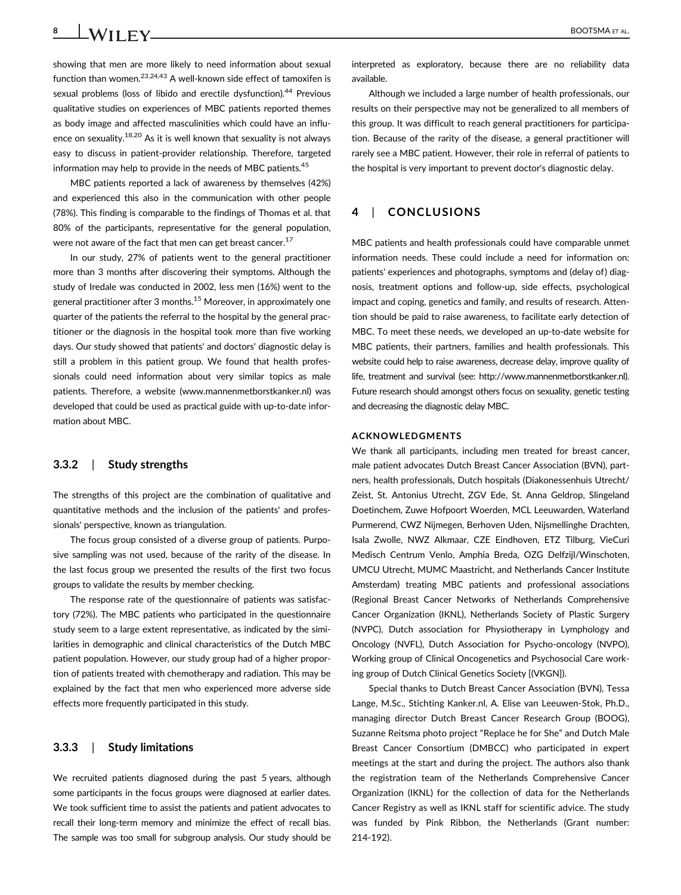showing that men are more likely to need information about sexual function than women.[23,24,43] A well-known side effect of tamoxifen is sexual problems (loss of libido and erectile dysfunction).[44] Previous qualitative studies on experiences of MBC patients reported themes as body image and affected masculinities which could have an influence on sexuality.[18,20] As it is well known that sexuality is not always easy to discuss in patient-provider relationship. Therefore, targeted information may help to provide in the needs of MBC patients.[45]

MBC patients reported a lack of awareness by themselves (42%) and experienced this also in the communication with other people (78%). This finding is comparable to the findings of Thomas et al. that 80% of the participants, representative for the general population, were not aware of the fact that men can get breast cancer.[17]

In our study, 27% of patients went to the general practitioner more than 3 months after discovering their symptoms. Although the study of Iredale was conducted in 2002, less men (16%) went to the general practitioner after 3 months.[15] Moreover, in approximately one quarter of the patients the referral to the hospital by the general practitioner or the diagnosis in the hospital took more than five working days. Our study showed that patients' and doctors' diagnostic delay is still a problem in this patient group. We found that health professionals could need information about very similar topics as male patients. Therefore, a website (www.mannenmetborstkanker.nl) was developed that could be used as practical guide with up-to-date information about MBC.

### 3.3.2 | Study strengths

The strengths of this project are the combination of qualitative and quantitative methods and the inclusion of the patients' and professionals' perspective, known as triangulation.

The focus group consisted of a diverse group of patients. Purposive sampling was not used, because of the rarity of the disease. In the last focus group we presented the results of the first two focus groups to validate the results by member checking.

The response rate of the questionnaire of patients was satisfactory (72%). The MBC patients who participated in the questionnaire study seem to a large extent representative, as indicated by the similarities in demographic and clinical characteristics of the Dutch MBC patient population. However, our study group had of a higher proportion of patients treated with chemotherapy and radiation. This may be explained by the fact that men who experienced more adverse side effects more frequently participated in this study.

### 3.3.3 | Study limitations

We recruited patients diagnosed during the past 5 years, although some participants in the focus groups were diagnosed at earlier dates. We took sufficient time to assist the patients and patient advocates to recall their long-term memory and minimize the effect of recall bias. The sample was too small for subgroup analysis. Our study should be interpreted as exploratory, because there are no reliability data available.

Although we included a large number of health professionals, our results on their perspective may not be generalized to all members of this group. It was difficult to reach general practitioners for participation. Because of the rarity of the disease, a general practitioner will rarely see a MBC patient. However, their role in referral of patients to the hospital is very important to prevent doctor's diagnostic delay.

## 4 | CONCLUSIONS

MBC patients and health professionals could have comparable unmet information needs. These could include a need for information on: patients' experiences and photographs, symptoms and (delay of) diagnosis, treatment options and follow-up, side effects, psychological impact and coping, genetics and family, and results of research. Attention should be paid to raise awareness, to facilitate early detection of MBC. To meet these needs, we developed an up-to-date website for MBC patients, their partners, families and health professionals. This website could help to raise awareness, decrease delay, improve quality of life, treatment and survival (see: http://www.mannenmetborstkanker.nl). Future research should amongst others focus on sexuality, genetic testing and decreasing the diagnostic delay MBC.

#### ACKNOWLEDGMENTS

We thank all participants, including men treated for breast cancer, male patient advocates Dutch Breast Cancer Association (BVN), partners, health professionals, Dutch hospitals (Diakonessenhuis Utrecht/Zeist, St. Antonius Utrecht, ZGV Ede, St. Anna Geldrop, Slingeland Doetinchem, Zuwe Hofpoort Woerden, MCL Leeuwarden, Waterland Purmerend, CWZ Nijmegen, Berhoven Uden, Nijsmellinghe Drachten, Isala Zwolle, NWZ Alkmaar, CZE Eindhoven, ETZ Tilburg, VieCuri Medisch Centrum Venlo, Amphia Breda, OZG Delfzijl/Winschoten, UMCU Utrecht, MUMC Maastricht, and Netherlands Cancer Institute Amsterdam) treating MBC patients and professional associations (Regional Breast Cancer Networks of Netherlands Comprehensive Cancer Organization (IKNL), Netherlands Society of Plastic Surgery (NVPC), Dutch association for Physiotherapy in Lymphology and Oncology (NVFL), Dutch Association for Psycho-oncology (NVPO), Working group of Clinical Oncogenetics and Psychosocial Care working group of Dutch Clinical Genetics Society [(VKGN]).

Special thanks to Dutch Breast Cancer Association (BVN), Tessa Lange, M.Sc., Stichting Kanker.nl, A. Elise van Leeuwen-Stok, Ph.D., managing director Dutch Breast Cancer Research Group (BOOG), Suzanne Reitsma photo project "Replace he for She" and Dutch Male Breast Cancer Consortium (DMBCC) who participated in expert meetings at the start and during the project. The authors also thank the registration team of the Netherlands Comprehensive Cancer Organization (IKNL) for the collection of data for the Netherlands Cancer Registry as well as IKNL staff for scientific advice. The study was funded by Pink Ribbon, the Netherlands (Grant number: 214-192).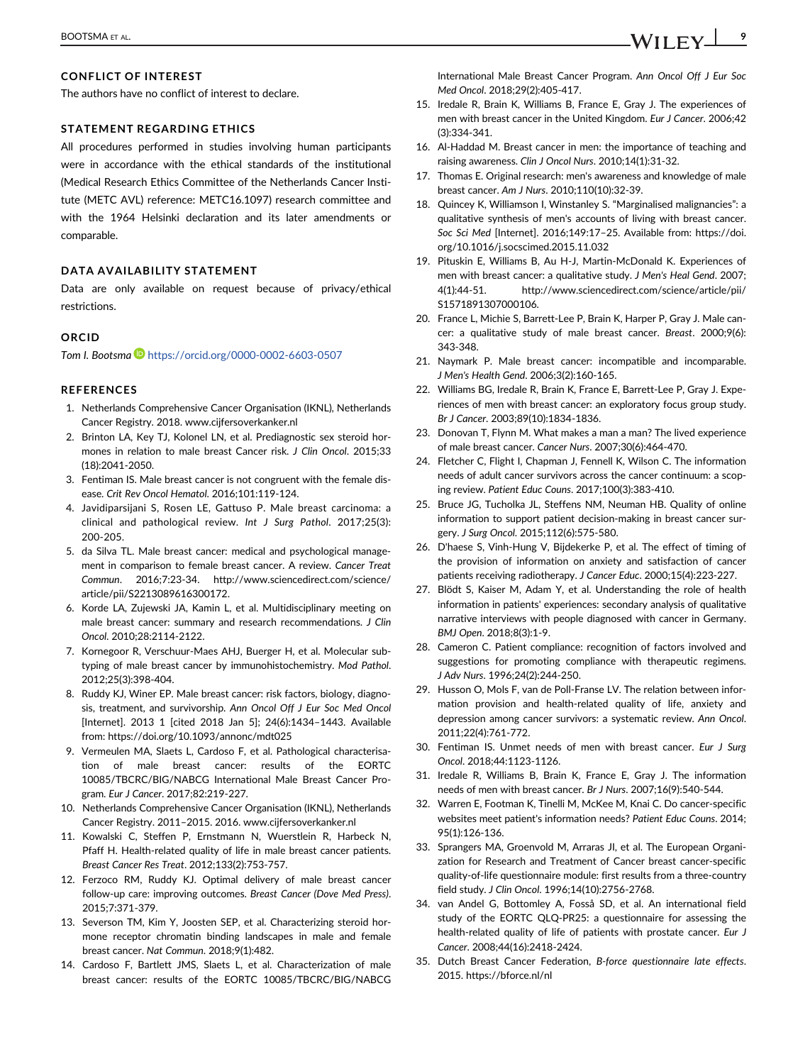## CONFLICT OF INTEREST

The authors have no conflict of interest to declare.

## STATEMENT REGARDING ETHICS

All procedures performed in studies involving human participants were in accordance with the ethical standards of the institutional (Medical Research Ethics Committee of the Netherlands Cancer Institute (METC AVL) reference: METC16.1097) research committee and with the 1964 Helsinki declaration and its later amendments or comparable.

## DATA AVAILABILITY STATEMENT

Data are only available on request because of privacy/ethical restrictions.

## ORCID

*Tom I. Bootsma* https://orcid.org/0000-0002-6603-0507

## REFERENCES

1. Netherlands Comprehensive Cancer Organisation (IKNL), Netherlands Cancer Registry. 2018. www.cijfersoverkanker.nl
2. Brinton LA, Key TJ, Kolonel LN, et al. Prediagnostic sex steroid hormones in relation to male breast Cancer risk. *J Clin Oncol*. 2015;33(18):2041-2050.
3. Fentiman IS. Male breast cancer is not congruent with the female disease. *Crit Rev Oncol Hematol*. 2016;101:119-124.
4. Javidiparsijani S, Rosen LE, Gattuso P. Male breast carcinoma: a clinical and pathological review. *Int J Surg Pathol*. 2017;25(3):200-205.
5. da Silva TL. Male breast cancer: medical and psychological management in comparison to female breast cancer. A review. *Cancer Treat Commun*. 2016;7:23-34. http://www.sciencedirect.com/science/article/pii/S2213089616300172.
6. Korde LA, Zujewski JA, Kamin L, et al. Multidisciplinary meeting on male breast cancer: summary and research recommendations. *J Clin Oncol*. 2010;28:2114-2122.
7. Kornegoor R, Verschuur-Maes AHJ, Buerger H, et al. Molecular subtyping of male breast cancer by immunohistochemistry. *Mod Pathol*. 2012;25(3):398-404.
8. Ruddy KJ, Winer EP. Male breast cancer: risk factors, biology, diagnosis, treatment, and survivorship. *Ann Oncol Off J Eur Soc Med Oncol* [Internet]. 2013 1 [cited 2018 Jan 5]; 24(6):1434–1443. Available from: https://doi.org/10.1093/annonc/mdt025
9. Vermeulen MA, Slaets L, Cardoso F, et al. Pathological characterisation of male breast cancer: results of the EORTC 10085/TBCRC/BIG/NABCG International Male Breast Cancer Program. *Eur J Cancer*. 2017;82:219-227.
10. Netherlands Comprehensive Cancer Organisation (IKNL), Netherlands Cancer Registry. 2011–2015. 2016. www.cijfersoverkanker.nl
11. Kowalski C, Steffen P, Ernstmann N, Wuerstlein R, Harbeck N, Pfaff H. Health-related quality of life in male breast cancer patients. *Breast Cancer Res Treat*. 2012;133(2):753-757.
12. Ferzoco RM, Ruddy KJ. Optimal delivery of male breast cancer follow-up care: improving outcomes. *Breast Cancer (Dove Med Press)*. 2015;7:371-379.
13. Severson TM, Kim Y, Joosten SEP, et al. Characterizing steroid hormone receptor chromatin binding landscapes in male and female breast cancer. *Nat Commun*. 2018;9(1):482.
14. Cardoso F, Bartlett JMS, Slaets L, et al. Characterization of male breast cancer: results of the EORTC 10085/TBCRC/BIG/NABCG International Male Breast Cancer Program. *Ann Oncol Off J Eur Soc Med Oncol*. 2018;29(2):405-417.
15. Iredale R, Brain K, Williams B, France E, Gray J. The experiences of men with breast cancer in the United Kingdom. *Eur J Cancer*. 2006;42(3):334-341.
16. Al-Haddad M. Breast cancer in men: the importance of teaching and raising awareness. *Clin J Oncol Nurs*. 2010;14(1):31-32.
17. Thomas E. Original research: men's awareness and knowledge of male breast cancer. *Am J Nurs*. 2010;110(10):32-39.
18. Quincey K, Williamson I, Winstanley S. "Marginalised malignancies": a qualitative synthesis of men's accounts of living with breast cancer. *Soc Sci Med* [Internet]. 2016;149:17–25. Available from: https://doi.org/10.1016/j.socscimed.2015.11.032
19. Pituskin E, Williams B, Au H-J, Martin-McDonald K. Experiences of men with breast cancer: a qualitative study. *J Men's Heal Gend*. 2007;4(1):44-51. http://www.sciencedirect.com/science/article/pii/S1571891307000106.
20. France L, Michie S, Barrett-Lee P, Brain K, Harper P, Gray J. Male cancer: a qualitative study of male breast cancer. *Breast*. 2000;9(6):343-348.
21. Naymark P. Male breast cancer: incompatible and incomparable. *J Men's Health Gend*. 2006;3(2):160-165.
22. Williams BG, Iredale R, Brain K, France E, Barrett-Lee P, Gray J. Experiences of men with breast cancer: an exploratory focus group study. *Br J Cancer*. 2003;89(10):1834-1836.
23. Donovan T, Flynn M. What makes a man a man? The lived experience of male breast cancer. *Cancer Nurs*. 2007;30(6):464-470.
24. Fletcher C, Flight I, Chapman J, Fennell K, Wilson C. The information needs of adult cancer survivors across the cancer continuum: a scoping review. *Patient Educ Couns*. 2017;100(3):383-410.
25. Bruce JG, Tucholka JL, Steffens NM, Neuman HB. Quality of online information to support patient decision-making in breast cancer surgery. *J Surg Oncol*. 2015;112(6):575-580.
26. D'haese S, Vinh-Hung V, Bijdekerke P, et al. The effect of timing of the provision of information on anxiety and satisfaction of cancer patients receiving radiotherapy. *J Cancer Educ*. 2000;15(4):223-227.
27. Blödt S, Kaiser M, Adam Y, et al. Understanding the role of health information in patients' experiences: secondary analysis of qualitative narrative interviews with people diagnosed with cancer in Germany. *BMJ Open*. 2018;8(3):1-9.
28. Cameron C. Patient compliance: recognition of factors involved and suggestions for promoting compliance with therapeutic regimens. *J Adv Nurs*. 1996;24(2):244-250.
29. Husson O, Mols F, van de Poll-Franse LV. The relation between information provision and health-related quality of life, anxiety and depression among cancer survivors: a systematic review. *Ann Oncol*. 2011;22(4):761-772.
30. Fentiman IS. Unmet needs of men with breast cancer. *Eur J Surg Oncol*. 2018;44:1123-1126.
31. Iredale R, Williams B, Brain K, France E, Gray J. The information needs of men with breast cancer. *Br J Nurs*. 2007;16(9):540-544.
32. Warren E, Footman K, Tinelli M, McKee M, Knai C. Do cancer-specific websites meet patient's information needs? *Patient Educ Couns*. 2014;95(1):126-136.
33. Sprangers MA, Groenvold M, Arraras JI, et al. The European Organization for Research and Treatment of Cancer breast cancer-specific quality-of-life questionnaire module: first results from a three-country field study. *J Clin Oncol*. 1996;14(10):2756-2768.
34. van Andel G, Bottomley A, Fosså SD, et al. An international field study of the EORTC QLQ-PR25: a questionnaire for assessing the health-related quality of life of patients with prostate cancer. *Eur J Cancer*. 2008;44(16):2418-2424.
35. Dutch Breast Cancer Federation, *B-force questionnaire late effects*. 2015. https://bforce.nl/nl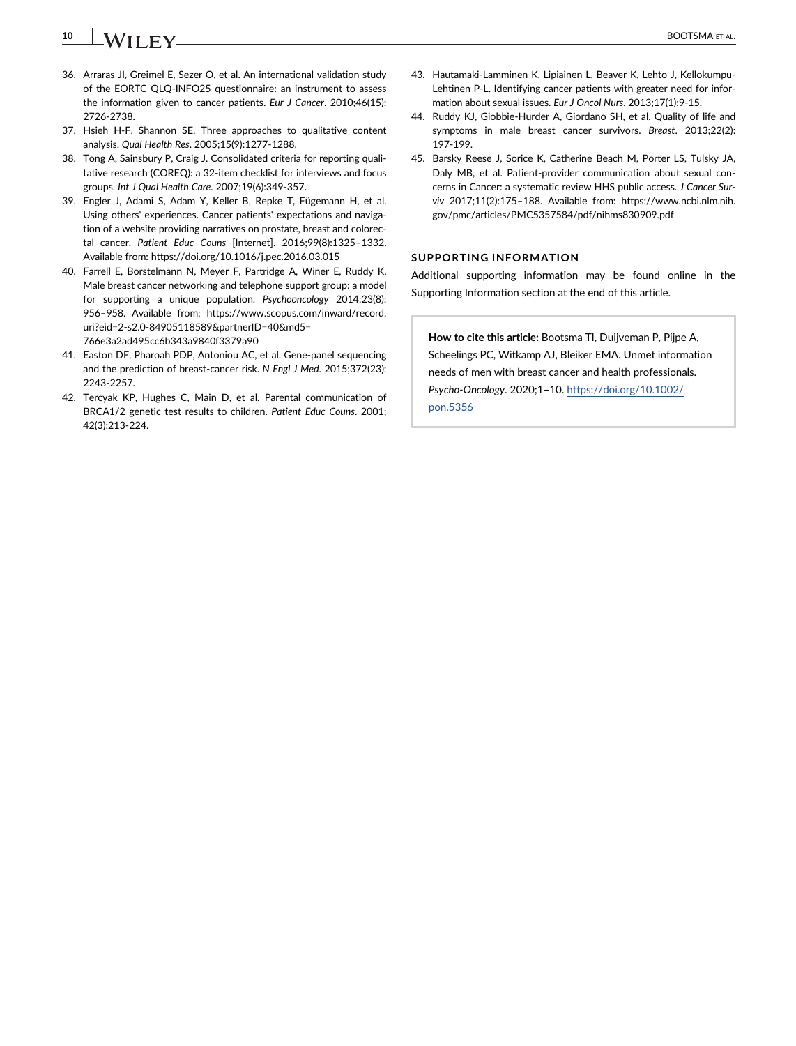36. Arraras JI, Greimel E, Sezer O, et al. An international validation study of the EORTC QLQ-INFO25 questionnaire: an instrument to assess the information given to cancer patients. *Eur J Cancer*. 2010;46(15):2726-2738.
37. Hsieh H-F, Shannon SE. Three approaches to qualitative content analysis. *Qual Health Res*. 2005;15(9):1277-1288.
38. Tong A, Sainsbury P, Craig J. Consolidated criteria for reporting qualitative research (COREQ): a 32-item checklist for interviews and focus groups. *Int J Qual Health Care*. 2007;19(6):349-357.
39. Engler J, Adami S, Adam Y, Keller B, Repke T, Fügemann H, et al. Using others' experiences. Cancer patients' expectations and navigation of a website providing narratives on prostate, breast and colorectal cancer. *Patient Educ Couns* [Internet]. 2016;99(8):1325–1332. Available from: https://doi.org/10.1016/j.pec.2016.03.015
40. Farrell E, Borstelmann N, Meyer F, Partridge A, Winer E, Ruddy K. Male breast cancer networking and telephone support group: a model for supporting a unique population. *Psychooncology* 2014;23(8):956–958. Available from: https://www.scopus.com/inward/record.uri?eid=2-s2.0-84905118589&partnerID=40&md5=766e3a2ad495cc6b343a9840f3379a90
41. Easton DF, Pharoah PDP, Antoniou AC, et al. Gene-panel sequencing and the prediction of breast-cancer risk. *N Engl J Med*. 2015;372(23):2243-2257.
42. Tercyak KP, Hughes C, Main D, et al. Parental communication of BRCA1/2 genetic test results to children. *Patient Educ Couns*. 2001;42(3):213-224.
43. Hautamaki-Lamminen K, Lipiainen L, Beaver K, Lehto J, Kellokumpu-Lehtinen P-L. Identifying cancer patients with greater need for information about sexual issues. *Eur J Oncol Nurs*. 2013;17(1):9-15.
44. Ruddy KJ, Giobbie-Hurder A, Giordano SH, et al. Quality of life and symptoms in male breast cancer survivors. *Breast*. 2013;22(2):197-199.
45. Barsky Reese J, Sorice K, Catherine Beach M, Porter LS, Tulsky JA, Daly MB, et al. Patient-provider communication about sexual concerns in Cancer: a systematic review HHS public access. *J Cancer Surviv* 2017;11(2):175–188. Available from: https://www.ncbi.nlm.nih.gov/pmc/articles/PMC5357584/pdf/nihms830909.pdf

## SUPPORTING INFORMATION

Additional supporting information may be found online in the Supporting Information section at the end of this article.

**How to cite this article:** Bootsma TI, Duijveman P, Pijpe A, Scheelings PC, Witkamp AJ, Bleiker EMA. Unmet information needs of men with breast cancer and health professionals. *Psycho-Oncology*. 2020;1–10. https://doi.org/10.1002/pon.5356